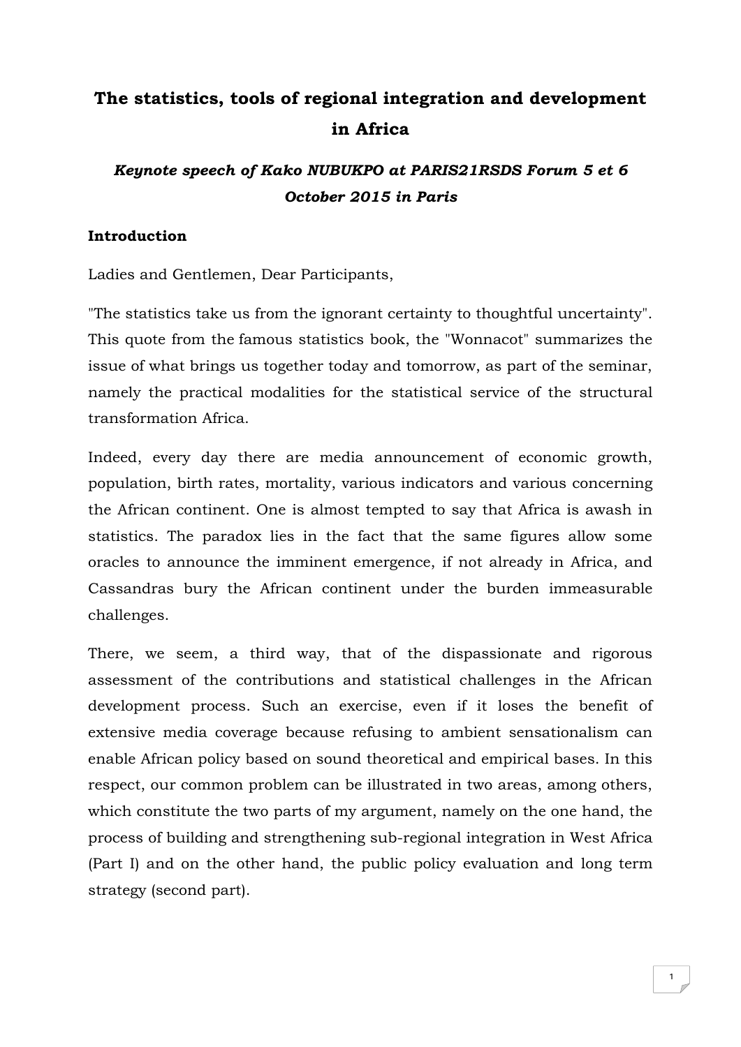# The statistics, tools of regional integration and development in Africa

***Keynote speech of Kako NUBUKPO at PARIS21RSDS Forum 5 et 6 October 2015 in Paris***

## Introduction

Ladies and Gentlemen, Dear Participants,

"The statistics take us from the ignorant certainty to thoughtful uncertainty". This quote from the famous statistics book, the "Wonnacot" summarizes the issue of what brings us together today and tomorrow, as part of the seminar, namely the practical modalities for the statistical service of the structural transformation Africa.

Indeed, every day there are media announcement of economic growth, population, birth rates, mortality, various indicators and various concerning the African continent. One is almost tempted to say that Africa is awash in statistics. The paradox lies in the fact that the same figures allow some oracles to announce the imminent emergence, if not already in Africa, and Cassandras bury the African continent under the burden immeasurable challenges.

There, we seem, a third way, that of the dispassionate and rigorous assessment of the contributions and statistical challenges in the African development process. Such an exercise, even if it loses the benefit of extensive media coverage because refusing to ambient sensationalism can enable African policy based on sound theoretical and empirical bases. In this respect, our common problem can be illustrated in two areas, among others, which constitute the two parts of my argument, namely on the one hand, the process of building and strengthening sub-regional integration in West Africa (Part I) and on the other hand, the public policy evaluation and long term strategy (second part).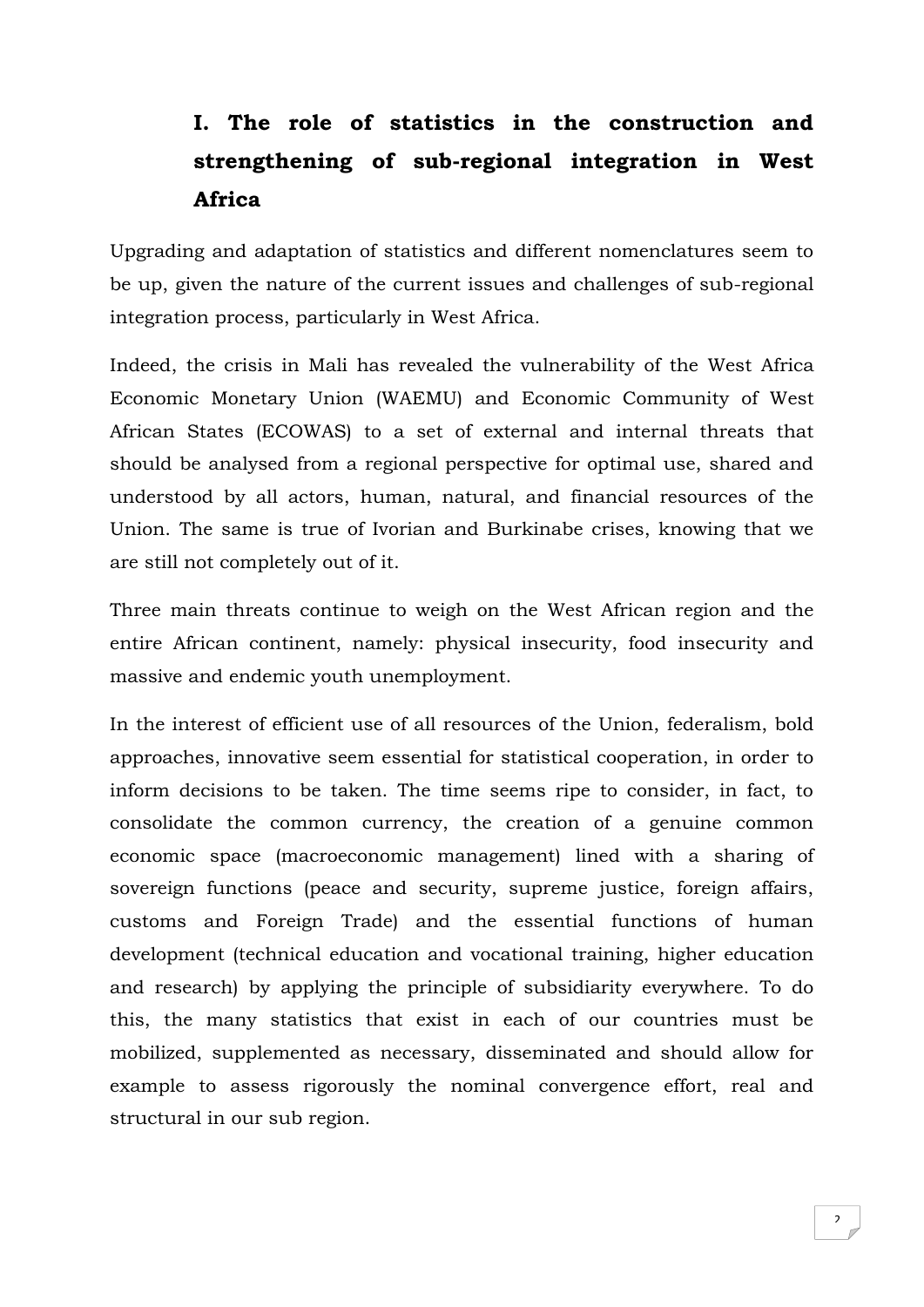# I. The role of statistics in the construction and strengthening of sub-regional integration in West Africa

Upgrading and adaptation of statistics and different nomenclatures seem to be up, given the nature of the current issues and challenges of sub-regional integration process, particularly in West Africa.

Indeed, the crisis in Mali has revealed the vulnerability of the West Africa Economic Monetary Union (WAEMU) and Economic Community of West African States (ECOWAS) to a set of external and internal threats that should be analysed from a regional perspective for optimal use, shared and understood by all actors, human, natural, and financial resources of the Union. The same is true of Ivorian and Burkinabe crises, knowing that we are still not completely out of it.

Three main threats continue to weigh on the West African region and the entire African continent, namely: physical insecurity, food insecurity and massive and endemic youth unemployment.

In the interest of efficient use of all resources of the Union, federalism, bold approaches, innovative seem essential for statistical cooperation, in order to inform decisions to be taken. The time seems ripe to consider, in fact, to consolidate the common currency, the creation of a genuine common economic space (macroeconomic management) lined with a sharing of sovereign functions (peace and security, supreme justice, foreign affairs, customs and Foreign Trade) and the essential functions of human development (technical education and vocational training, higher education and research) by applying the principle of subsidiarity everywhere. To do this, the many statistics that exist in each of our countries must be mobilized, supplemented as necessary, disseminated and should allow for example to assess rigorously the nominal convergence effort, real and structural in our sub region.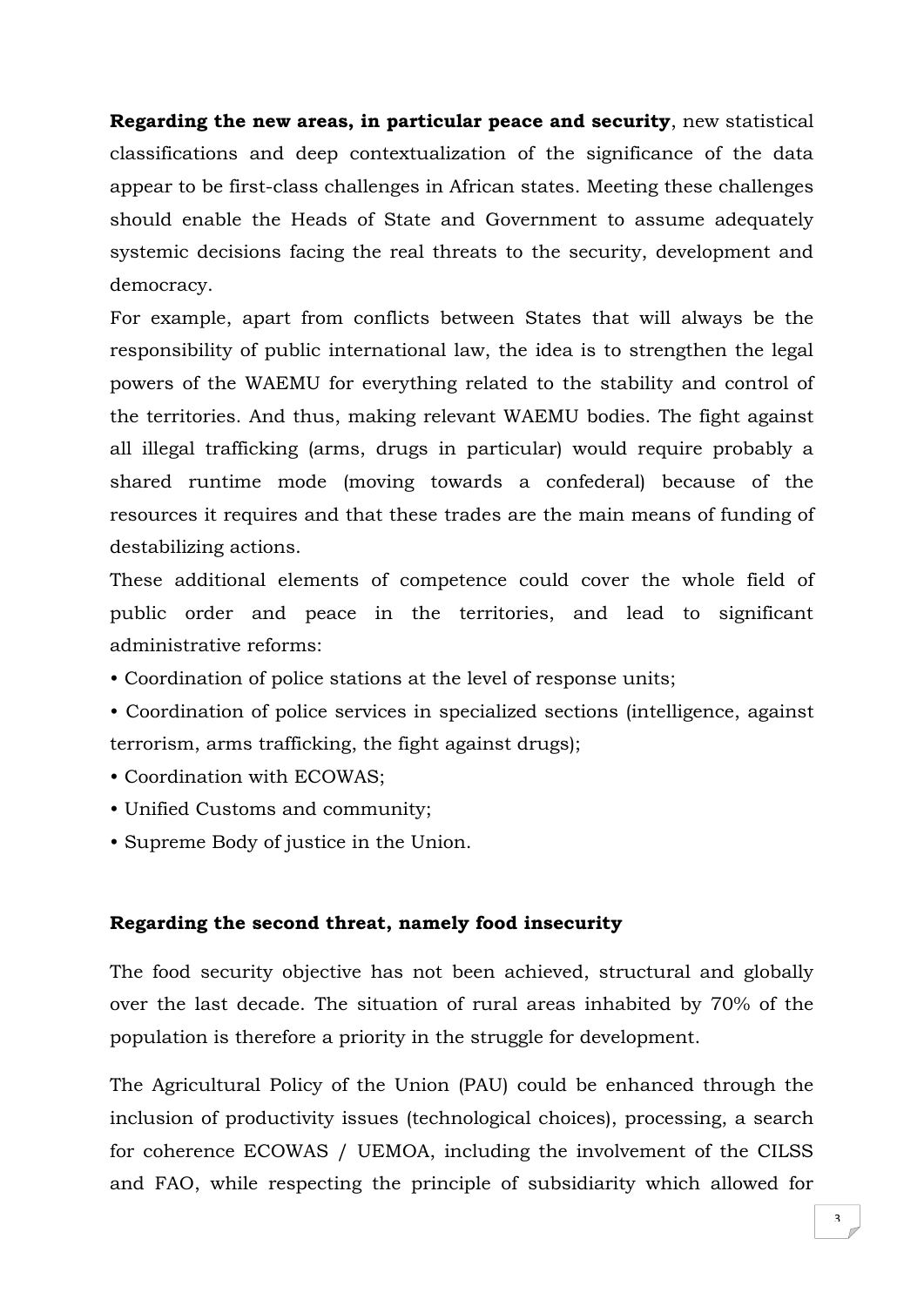**Regarding the new areas, in particular peace and security**, new statistical classifications and deep contextualization of the significance of the data appear to be first-class challenges in African states. Meeting these challenges should enable the Heads of State and Government to assume adequately systemic decisions facing the real threats to the security, development and democracy.

For example, apart from conflicts between States that will always be the responsibility of public international law, the idea is to strengthen the legal powers of the WAEMU for everything related to the stability and control of the territories. And thus, making relevant WAEMU bodies. The fight against all illegal trafficking (arms, drugs in particular) would require probably a shared runtime mode (moving towards a confederal) because of the resources it requires and that these trades are the main means of funding of destabilizing actions.

These additional elements of competence could cover the whole field of public order and peace in the territories, and lead to significant administrative reforms:

- Coordination of police stations at the level of response units;
- Coordination of police services in specialized sections (intelligence, against terrorism, arms trafficking, the fight against drugs);
- Coordination with ECOWAS;
- Unified Customs and community;
- Supreme Body of justice in the Union.

**Regarding the second threat, namely food insecurity**

The food security objective has not been achieved, structural and globally over the last decade. The situation of rural areas inhabited by 70% of the population is therefore a priority in the struggle for development.

The Agricultural Policy of the Union (PAU) could be enhanced through the inclusion of productivity issues (technological choices), processing, a search for coherence ECOWAS / UEMOA, including the involvement of the CILSS and FAO, while respecting the principle of subsidiarity which allowed for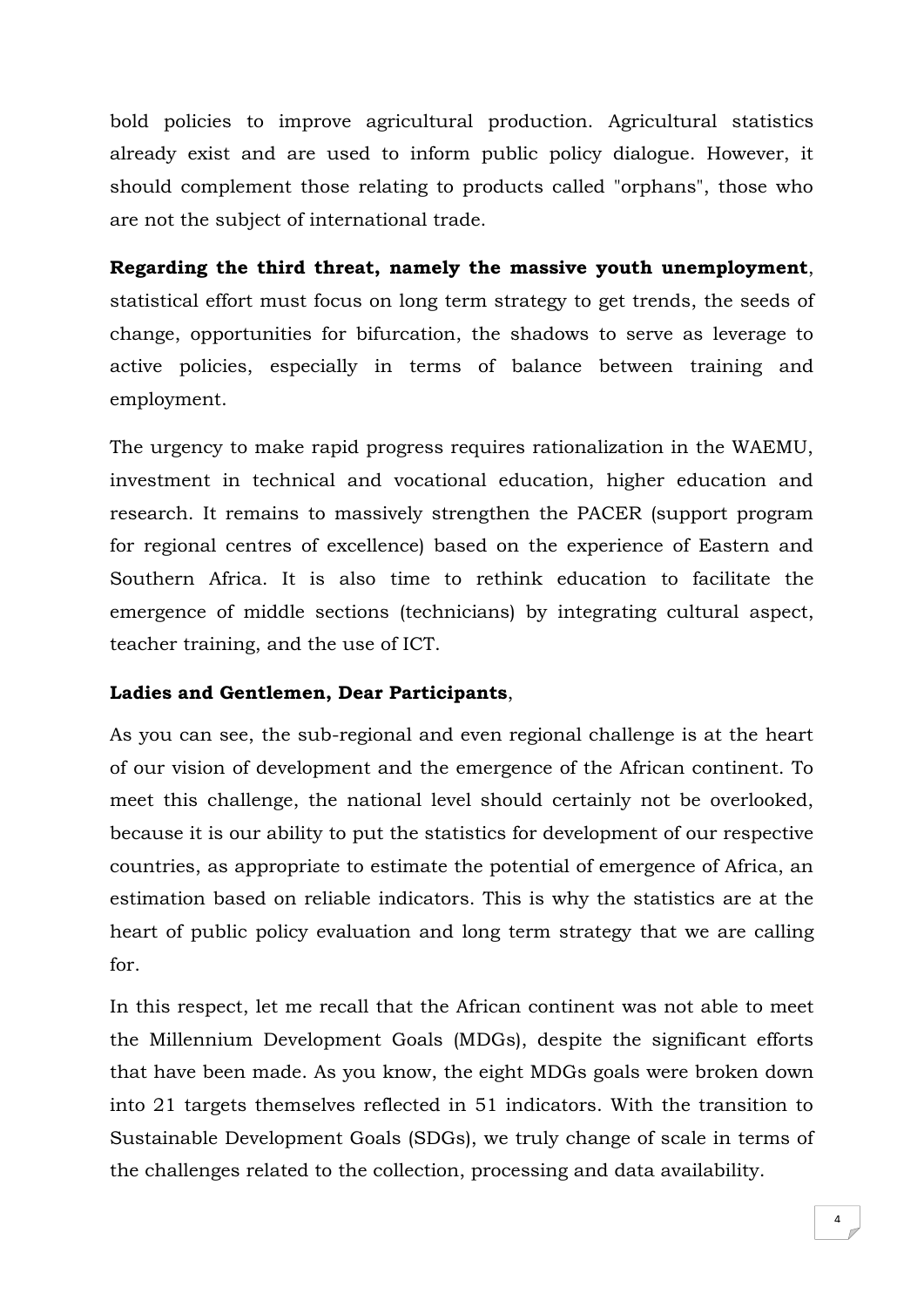bold policies to improve agricultural production. Agricultural statistics already exist and are used to inform public policy dialogue. However, it should complement those relating to products called "orphans", those who are not the subject of international trade.

**Regarding the third threat, namely the massive youth unemployment**, statistical effort must focus on long term strategy to get trends, the seeds of change, opportunities for bifurcation, the shadows to serve as leverage to active policies, especially in terms of balance between training and employment.

The urgency to make rapid progress requires rationalization in the WAEMU, investment in technical and vocational education, higher education and research. It remains to massively strengthen the PACER (support program for regional centres of excellence) based on the experience of Eastern and Southern Africa. It is also time to rethink education to facilitate the emergence of middle sections (technicians) by integrating cultural aspect, teacher training, and the use of ICT.

**Ladies and Gentlemen, Dear Participants**,

As you can see, the sub-regional and even regional challenge is at the heart of our vision of development and the emergence of the African continent. To meet this challenge, the national level should certainly not be overlooked, because it is our ability to put the statistics for development of our respective countries, as appropriate to estimate the potential of emergence of Africa, an estimation based on reliable indicators. This is why the statistics are at the heart of public policy evaluation and long term strategy that we are calling for.

In this respect, let me recall that the African continent was not able to meet the Millennium Development Goals (MDGs), despite the significant efforts that have been made. As you know, the eight MDGs goals were broken down into 21 targets themselves reflected in 51 indicators. With the transition to Sustainable Development Goals (SDGs), we truly change of scale in terms of the challenges related to the collection, processing and data availability.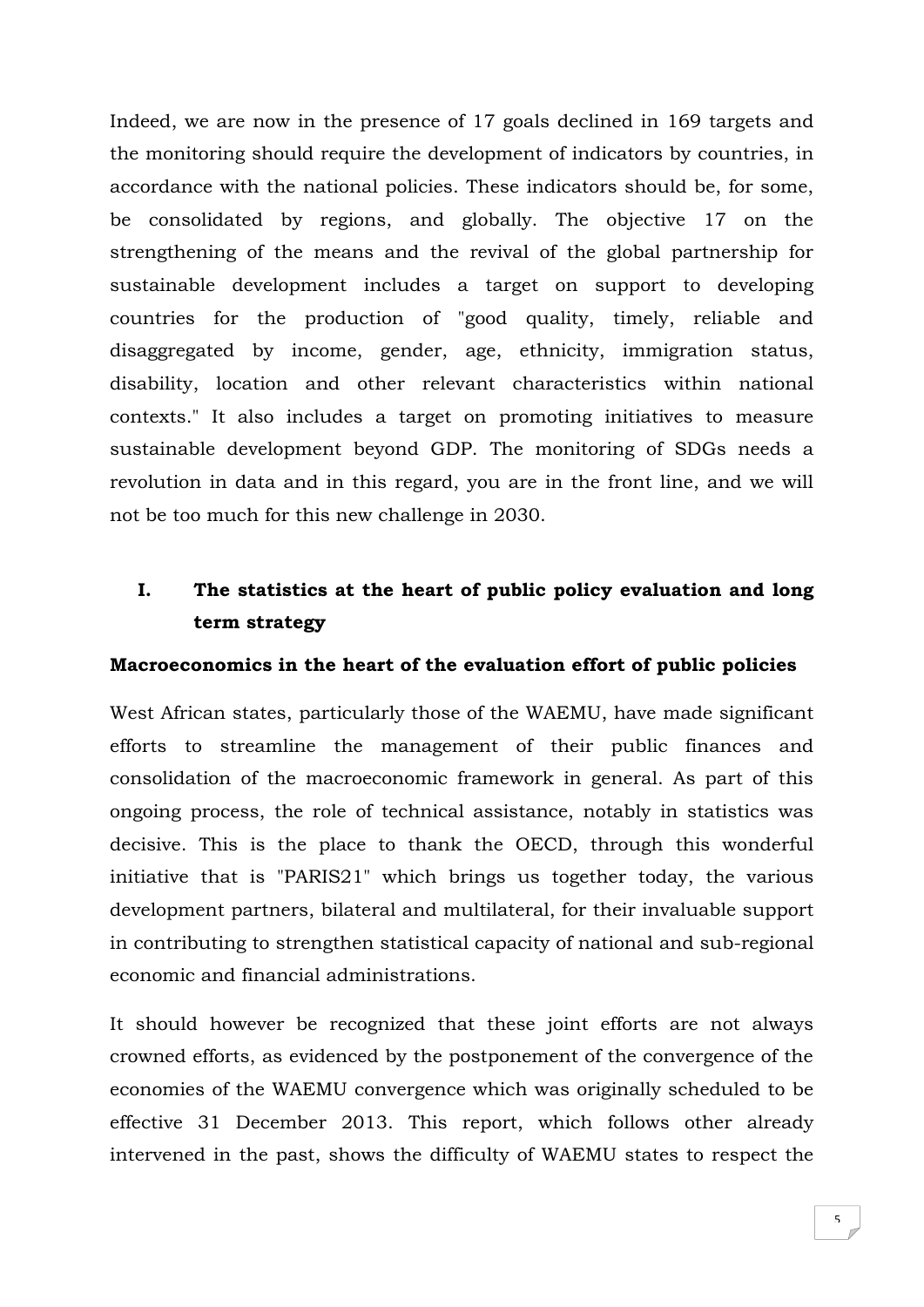Indeed, we are now in the presence of 17 goals declined in 169 targets and the monitoring should require the development of indicators by countries, in accordance with the national policies. These indicators should be, for some, be consolidated by regions, and globally. The objective 17 on the strengthening of the means and the revival of the global partnership for sustainable development includes a target on support to developing countries for the production of "good quality, timely, reliable and disaggregated by income, gender, age, ethnicity, immigration status, disability, location and other relevant characteristics within national contexts." It also includes a target on promoting initiatives to measure sustainable development beyond GDP. The monitoring of SDGs needs a revolution in data and in this regard, you are in the front line, and we will not be too much for this new challenge in 2030.

## I. The statistics at the heart of public policy evaluation and long term strategy

### Macroeconomics in the heart of the evaluation effort of public policies

West African states, particularly those of the WAEMU, have made significant efforts to streamline the management of their public finances and consolidation of the macroeconomic framework in general. As part of this ongoing process, the role of technical assistance, notably in statistics was decisive. This is the place to thank the OECD, through this wonderful initiative that is "PARIS21" which brings us together today, the various development partners, bilateral and multilateral, for their invaluable support in contributing to strengthen statistical capacity of national and sub-regional economic and financial administrations.

It should however be recognized that these joint efforts are not always crowned efforts, as evidenced by the postponement of the convergence of the economies of the WAEMU convergence which was originally scheduled to be effective 31 December 2013. This report, which follows other already intervened in the past, shows the difficulty of WAEMU states to respect the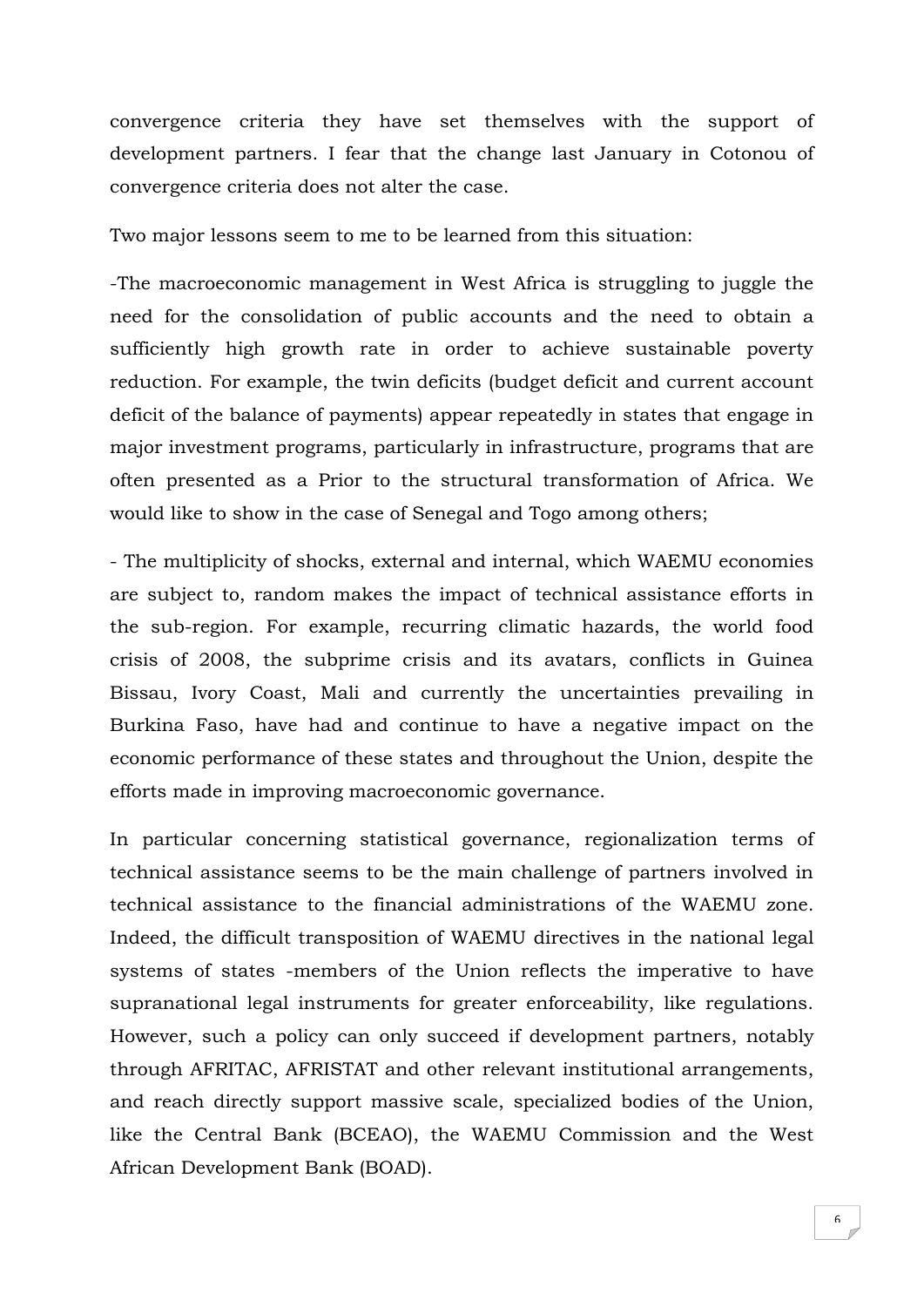convergence criteria they have set themselves with the support of development partners. I fear that the change last January in Cotonou of convergence criteria does not alter the case.

Two major lessons seem to me to be learned from this situation:

-The macroeconomic management in West Africa is struggling to juggle the need for the consolidation of public accounts and the need to obtain a sufficiently high growth rate in order to achieve sustainable poverty reduction. For example, the twin deficits (budget deficit and current account deficit of the balance of payments) appear repeatedly in states that engage in major investment programs, particularly in infrastructure, programs that are often presented as a Prior to the structural transformation of Africa. We would like to show in the case of Senegal and Togo among others;

- The multiplicity of shocks, external and internal, which WAEMU economies are subject to, random makes the impact of technical assistance efforts in the sub-region. For example, recurring climatic hazards, the world food crisis of 2008, the subprime crisis and its avatars, conflicts in Guinea Bissau, Ivory Coast, Mali and currently the uncertainties prevailing in Burkina Faso, have had and continue to have a negative impact on the economic performance of these states and throughout the Union, despite the efforts made in improving macroeconomic governance.

In particular concerning statistical governance, regionalization terms of technical assistance seems to be the main challenge of partners involved in technical assistance to the financial administrations of the WAEMU zone. Indeed, the difficult transposition of WAEMU directives in the national legal systems of states -members of the Union reflects the imperative to have supranational legal instruments for greater enforceability, like regulations. However, such a policy can only succeed if development partners, notably through AFRITAC, AFRISTAT and other relevant institutional arrangements, and reach directly support massive scale, specialized bodies of the Union, like the Central Bank (BCEAO), the WAEMU Commission and the West African Development Bank (BOAD).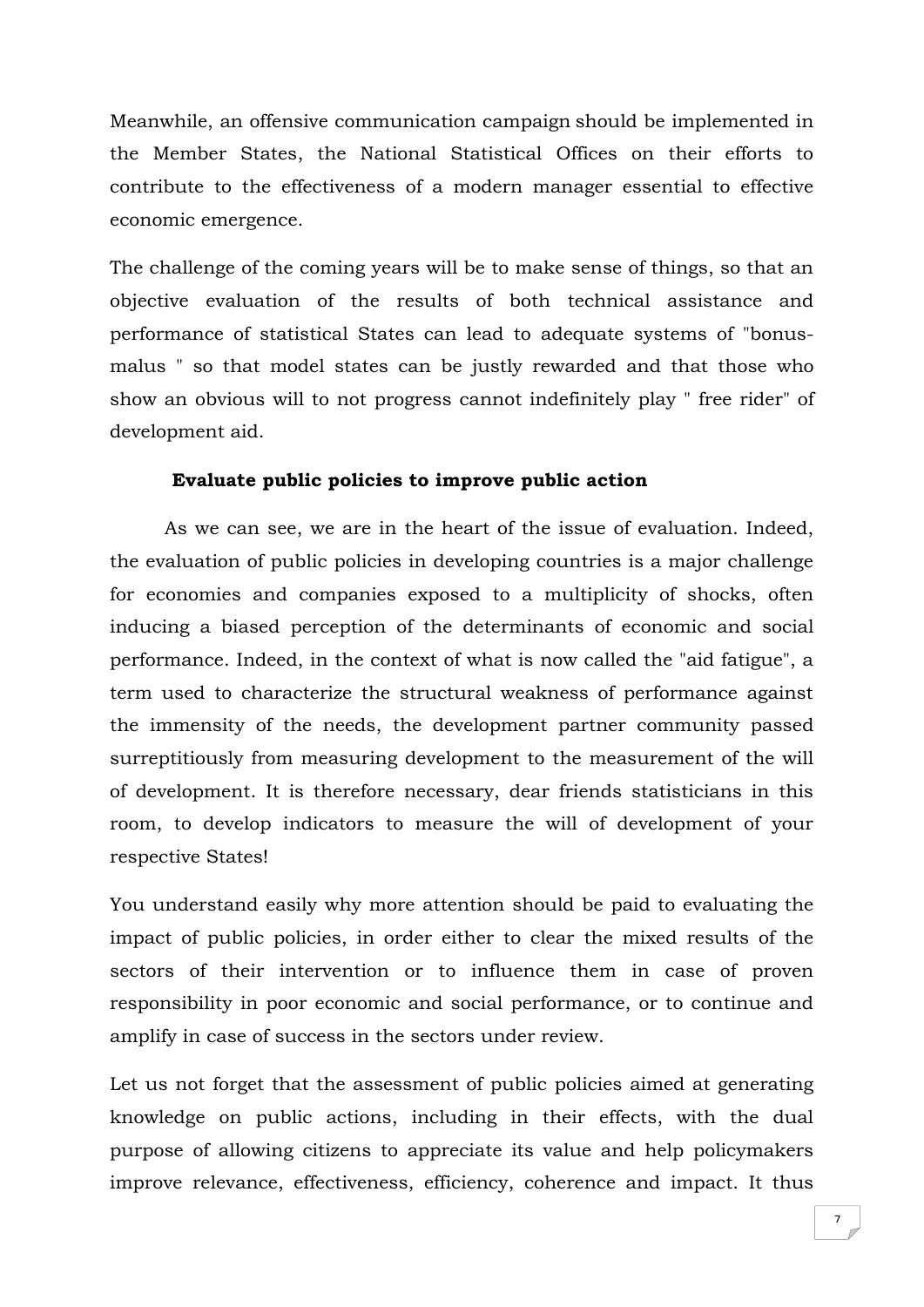Meanwhile, an offensive communication campaign should be implemented in the Member States, the National Statistical Offices on their efforts to contribute to the effectiveness of a modern manager essential to effective economic emergence.

The challenge of the coming years will be to make sense of things, so that an objective evaluation of the results of both technical assistance and performance of statistical States can lead to adequate systems of "bonus-malus " so that model states can be justly rewarded and that those who show an obvious will to not progress cannot indefinitely play " free rider" of development aid.

**Evaluate public policies to improve public action**

As we can see, we are in the heart of the issue of evaluation. Indeed, the evaluation of public policies in developing countries is a major challenge for economies and companies exposed to a multiplicity of shocks, often inducing a biased perception of the determinants of economic and social performance. Indeed, in the context of what is now called the "aid fatigue", a term used to characterize the structural weakness of performance against the immensity of the needs, the development partner community passed surreptitiously from measuring development to the measurement of the will of development. It is therefore necessary, dear friends statisticians in this room, to develop indicators to measure the will of development of your respective States!

You understand easily why more attention should be paid to evaluating the impact of public policies, in order either to clear the mixed results of the sectors of their intervention or to influence them in case of proven responsibility in poor economic and social performance, or to continue and amplify in case of success in the sectors under review.

Let us not forget that the assessment of public policies aimed at generating knowledge on public actions, including in their effects, with the dual purpose of allowing citizens to appreciate its value and help policymakers improve relevance, effectiveness, efficiency, coherence and impact. It thus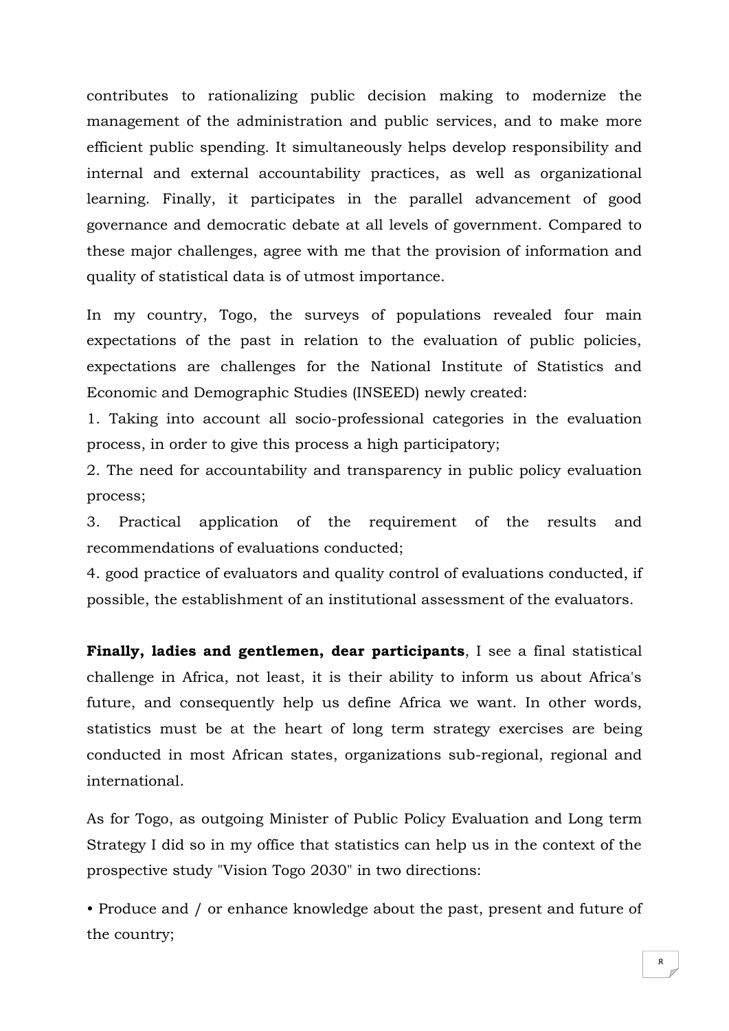contributes to rationalizing public decision making to modernize the management of the administration and public services, and to make more efficient public spending. It simultaneously helps develop responsibility and internal and external accountability practices, as well as organizational learning. Finally, it participates in the parallel advancement of good governance and democratic debate at all levels of government. Compared to these major challenges, agree with me that the provision of information and quality of statistical data is of utmost importance.

In my country, Togo, the surveys of populations revealed four main expectations of the past in relation to the evaluation of public policies, expectations are challenges for the National Institute of Statistics and Economic and Demographic Studies (INSEED) newly created:

1. Taking into account all socio-professional categories in the evaluation process, in order to give this process a high participatory;
2. The need for accountability and transparency in public policy evaluation process;
3. Practical application of the requirement of the results and recommendations of evaluations conducted;
4. good practice of evaluators and quality control of evaluations conducted, if possible, the establishment of an institutional assessment of the evaluators.

**Finally, ladies and gentlemen, dear participants**, I see a final statistical challenge in Africa, not least, it is their ability to inform us about Africa's future, and consequently help us define Africa we want. In other words, statistics must be at the heart of long term strategy exercises are being conducted in most African states, organizations sub-regional, regional and international.

As for Togo, as outgoing Minister of Public Policy Evaluation and Long term Strategy I did so in my office that statistics can help us in the context of the prospective study "Vision Togo 2030" in two directions:

- Produce and / or enhance knowledge about the past, present and future of the country;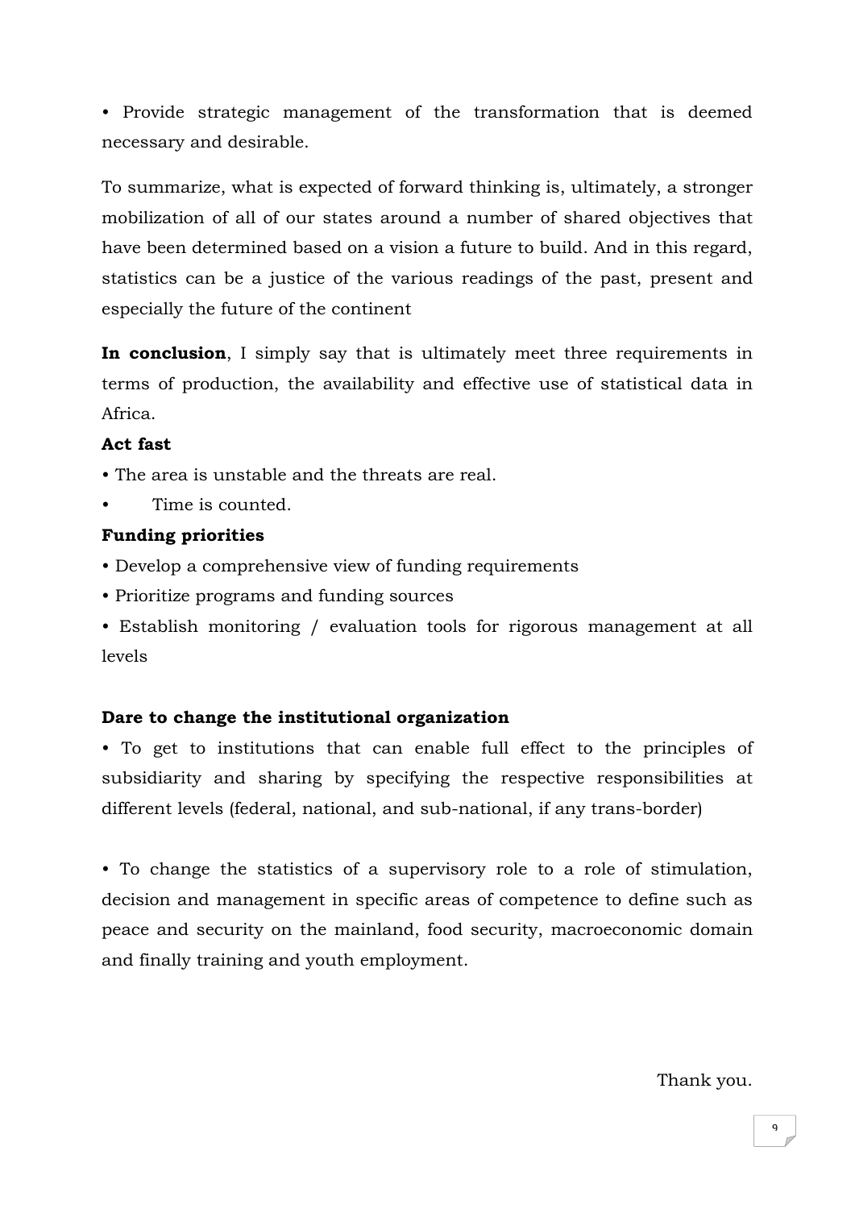- Provide strategic management of the transformation that is deemed necessary and desirable.

To summarize, what is expected of forward thinking is, ultimately, a stronger mobilization of all of our states around a number of shared objectives that have been determined based on a vision a future to build. And in this regard, statistics can be a justice of the various readings of the past, present and especially the future of the continent

**In conclusion**, I simply say that is ultimately meet three requirements in terms of production, the availability and effective use of statistical data in Africa.

**Act fast**

- The area is unstable and the threats are real.
- Time is counted.

**Funding priorities**

- Develop a comprehensive view of funding requirements
- Prioritize programs and funding sources
- Establish monitoring / evaluation tools for rigorous management at all levels

**Dare to change the institutional organization**

- To get to institutions that can enable full effect to the principles of subsidiarity and sharing by specifying the respective responsibilities at different levels (federal, national, and sub-national, if any trans-border)

- To change the statistics of a supervisory role to a role of stimulation, decision and management in specific areas of competence to define such as peace and security on the mainland, food security, macroeconomic domain and finally training and youth employment.

Thank you.